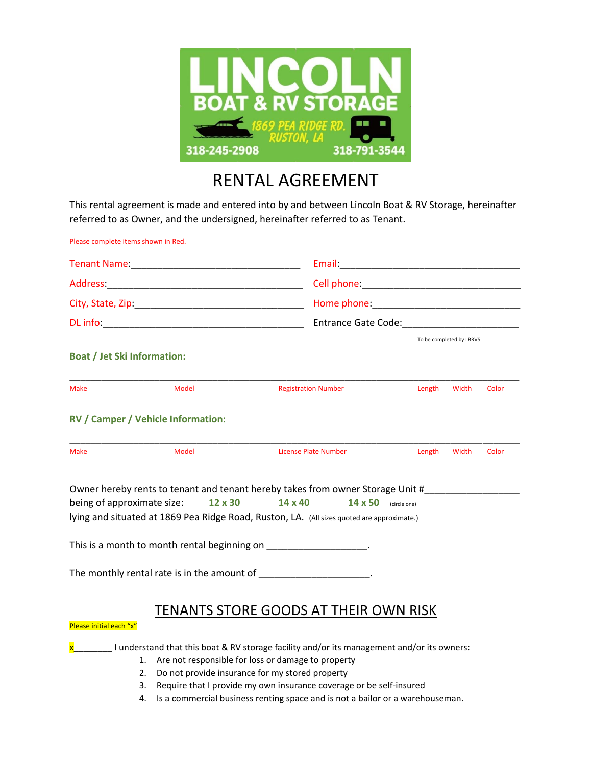# LINCOLN BOAT & RV STORAGE

1869 PEA RIDGE RD.
RUSTON, LA

318-245-2908 318-791-3544

# RENTAL AGREEMENT

This rental agreement is made and entered into by and between Lincoln Boat & RV Storage, hereinafter referred to as Owner, and the undersigned, hereinafter referred to as Tenant.

Please complete items shown in Red.

Tenant Name:________________________________ Email:___________________________________

Address:______________________________________ Cell phone:_______________________________

City, State, Zip:________________________________ Home phone:_____________________________

DL info:______________________________________ Entrance Gate Code:______________________

To be completed by LBRVS

**Boat / Jet Ski Information:**

_____________________________________________________________________________________

Make Model Registration Number Length Width Color

**RV / Camper / Vehicle Information:**

_____________________________________________________________________________________

Make Model License Plate Number Length Width Color

Owner hereby rents to tenant and tenant hereby takes from owner Storage Unit #_________________
being of approximate size: **12 x 30** **14 x 40** **14 x 50** (circle one)
lying and situated at 1869 Pea Ridge Road, Ruston, LA. (All sizes quoted are approximate.)

This is a month to month rental beginning on ___________________.

The monthly rental rate is in the amount of ____________________.

## TENANTS STORE GOODS AT THEIR OWN RISK

Please initial each "x"

x________ I understand that this boat & RV storage facility and/or its management and/or its owners:

1. Are not responsible for loss or damage to property
2. Do not provide insurance for my stored property
3. Require that I provide my own insurance coverage or be self-insured
4. Is a commercial business renting space and is not a bailor or a warehouseman.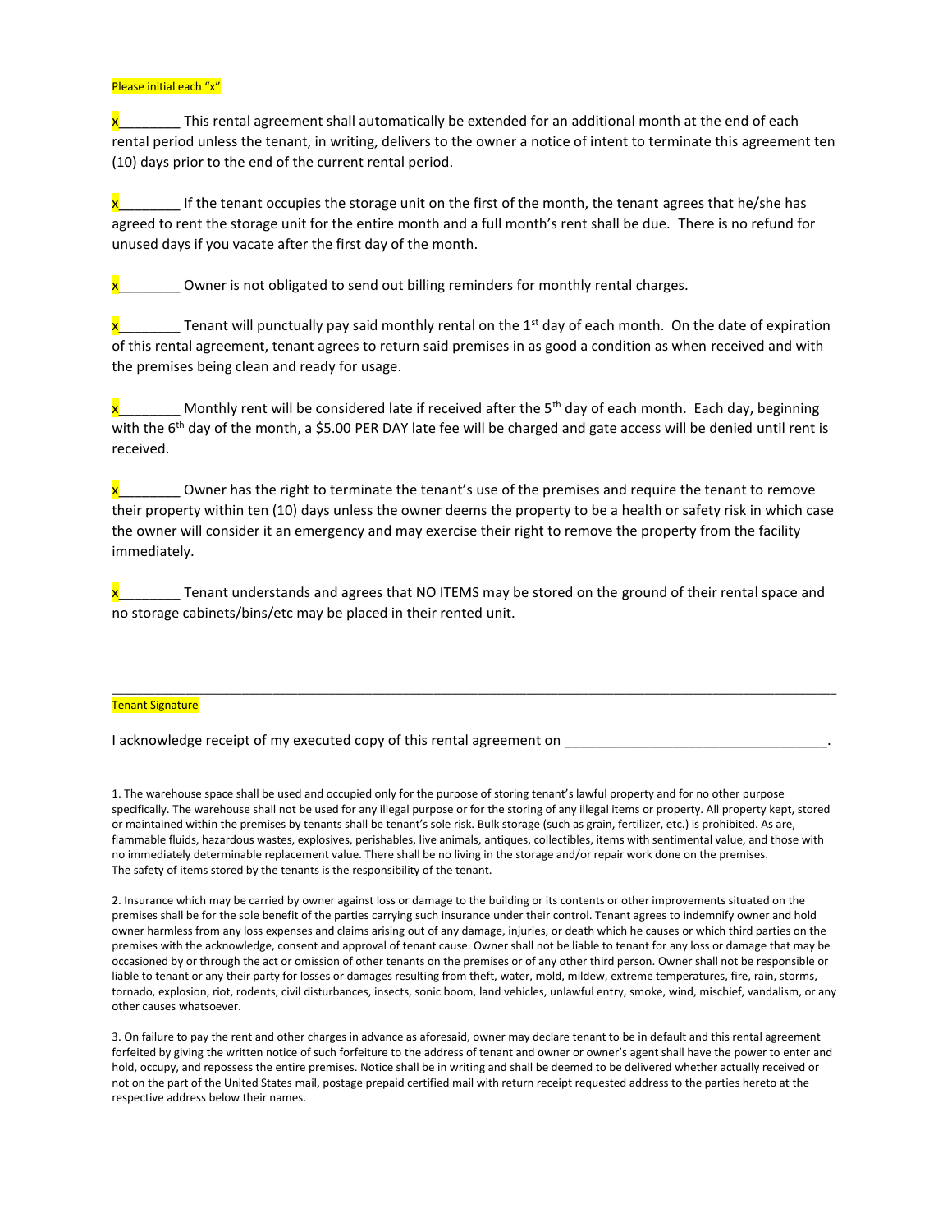Please initial each "x"

x________ This rental agreement shall automatically be extended for an additional month at the end of each rental period unless the tenant, in writing, delivers to the owner a notice of intent to terminate this agreement ten (10) days prior to the end of the current rental period.

x________ If the tenant occupies the storage unit on the first of the month, the tenant agrees that he/she has agreed to rent the storage unit for the entire month and a full month's rent shall be due. There is no refund for unused days if you vacate after the first day of the month.

x________ Owner is not obligated to send out billing reminders for monthly rental charges.

x________ Tenant will punctually pay said monthly rental on the 1st day of each month. On the date of expiration of this rental agreement, tenant agrees to return said premises in as good a condition as when received and with the premises being clean and ready for usage.

x________ Monthly rent will be considered late if received after the 5th day of each month. Each day, beginning with the 6th day of the month, a $5.00 PER DAY late fee will be charged and gate access will be denied until rent is received.

x________ Owner has the right to terminate the tenant's use of the premises and require the tenant to remove their property within ten (10) days unless the owner deems the property to be a health or safety risk in which case the owner will consider it an emergency and may exercise their right to remove the property from the facility immediately.

x________ Tenant understands and agrees that NO ITEMS may be stored on the ground of their rental space and no storage cabinets/bins/etc may be placed in their rented unit.

_______________________________________________________________________________

Tenant Signature

I acknowledge receipt of my executed copy of this rental agreement on __________________________________.

1. The warehouse space shall be used and occupied only for the purpose of storing tenant's lawful property and for no other purpose specifically. The warehouse shall not be used for any illegal purpose or for the storing of any illegal items or property. All property kept, stored or maintained within the premises by tenants shall be tenant's sole risk. Bulk storage (such as grain, fertilizer, etc.) is prohibited. As are, flammable fluids, hazardous wastes, explosives, perishables, live animals, antiques, collectibles, items with sentimental value, and those with no immediately determinable replacement value. There shall be no living in the storage and/or repair work done on the premises. The safety of items stored by the tenants is the responsibility of the tenant.

2. Insurance which may be carried by owner against loss or damage to the building or its contents or other improvements situated on the premises shall be for the sole benefit of the parties carrying such insurance under their control. Tenant agrees to indemnify owner and hold owner harmless from any loss expenses and claims arising out of any damage, injuries, or death which he causes or which third parties on the premises with the acknowledge, consent and approval of tenant cause. Owner shall not be liable to tenant for any loss or damage that may be occasioned by or through the act or omission of other tenants on the premises or of any other third person. Owner shall not be responsible or liable to tenant or any their party for losses or damages resulting from theft, water, mold, mildew, extreme temperatures, fire, rain, storms, tornado, explosion, riot, rodents, civil disturbances, insects, sonic boom, land vehicles, unlawful entry, smoke, wind, mischief, vandalism, or any other causes whatsoever.

3. On failure to pay the rent and other charges in advance as aforesaid, owner may declare tenant to be in default and this rental agreement forfeited by giving the written notice of such forfeiture to the address of tenant and owner or owner's agent shall have the power to enter and hold, occupy, and repossess the entire premises. Notice shall be in writing and shall be deemed to be delivered whether actually received or not on the part of the United States mail, postage prepaid certified mail with return receipt requested address to the parties hereto at the respective address below their names.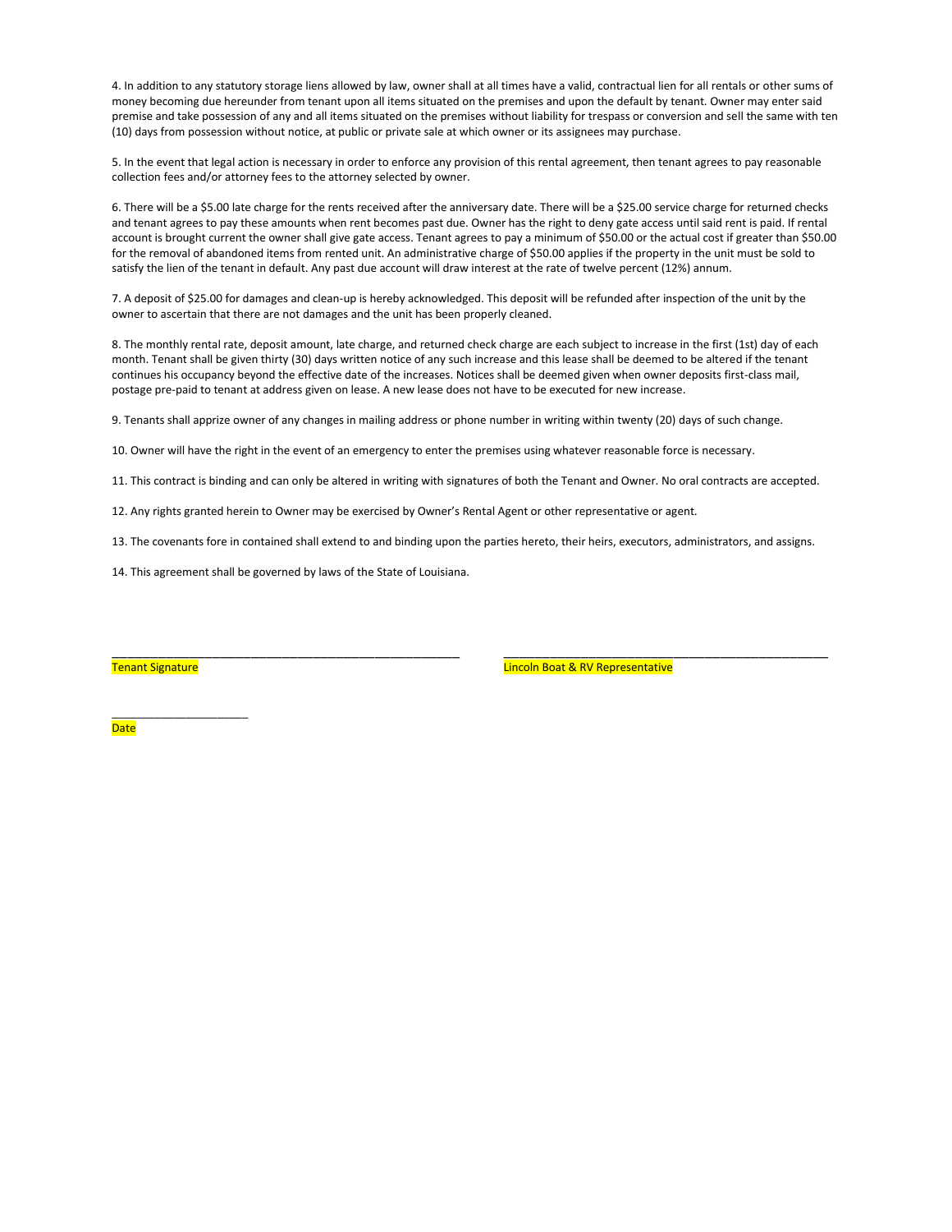4. In addition to any statutory storage liens allowed by law, owner shall at all times have a valid, contractual lien for all rentals or other sums of money becoming due hereunder from tenant upon all items situated on the premises and upon the default by tenant. Owner may enter said premise and take possession of any and all items situated on the premises without liability for trespass or conversion and sell the same with ten (10) days from possession without notice, at public or private sale at which owner or its assignees may purchase.

5. In the event that legal action is necessary in order to enforce any provision of this rental agreement, then tenant agrees to pay reasonable collection fees and/or attorney fees to the attorney selected by owner.

6. There will be a $5.00 late charge for the rents received after the anniversary date. There will be a $25.00 service charge for returned checks and tenant agrees to pay these amounts when rent becomes past due. Owner has the right to deny gate access until said rent is paid. If rental account is brought current the owner shall give gate access. Tenant agrees to pay a minimum of $50.00 or the actual cost if greater than $50.00 for the removal of abandoned items from rented unit. An administrative charge of $50.00 applies if the property in the unit must be sold to satisfy the lien of the tenant in default. Any past due account will draw interest at the rate of twelve percent (12%) annum.

7. A deposit of $25.00 for damages and clean-up is hereby acknowledged. This deposit will be refunded after inspection of the unit by the owner to ascertain that there are not damages and the unit has been properly cleaned.

8. The monthly rental rate, deposit amount, late charge, and returned check charge are each subject to increase in the first (1st) day of each month. Tenant shall be given thirty (30) days written notice of any such increase and this lease shall be deemed to be altered if the tenant continues his occupancy beyond the effective date of the increases. Notices shall be deemed given when owner deposits first-class mail, postage pre-paid to tenant at address given on lease. A new lease does not have to be executed for new increase.

9. Tenants shall apprize owner of any changes in mailing address or phone number in writing within twenty (20) days of such change.

10. Owner will have the right in the event of an emergency to enter the premises using whatever reasonable force is necessary.

11. This contract is binding and can only be altered in writing with signatures of both the Tenant and Owner. No oral contracts are accepted.

12. Any rights granted herein to Owner may be exercised by Owner's Rental Agent or other representative or agent.

13. The covenants fore in contained shall extend to and binding upon the parties hereto, their heirs, executors, administrators, and assigns.

14. This agreement shall be governed by laws of the State of Louisiana.

_______________________________________________  _______________________________________________

Tenant Signature  Lincoln Boat & RV Representative

_______________________

Date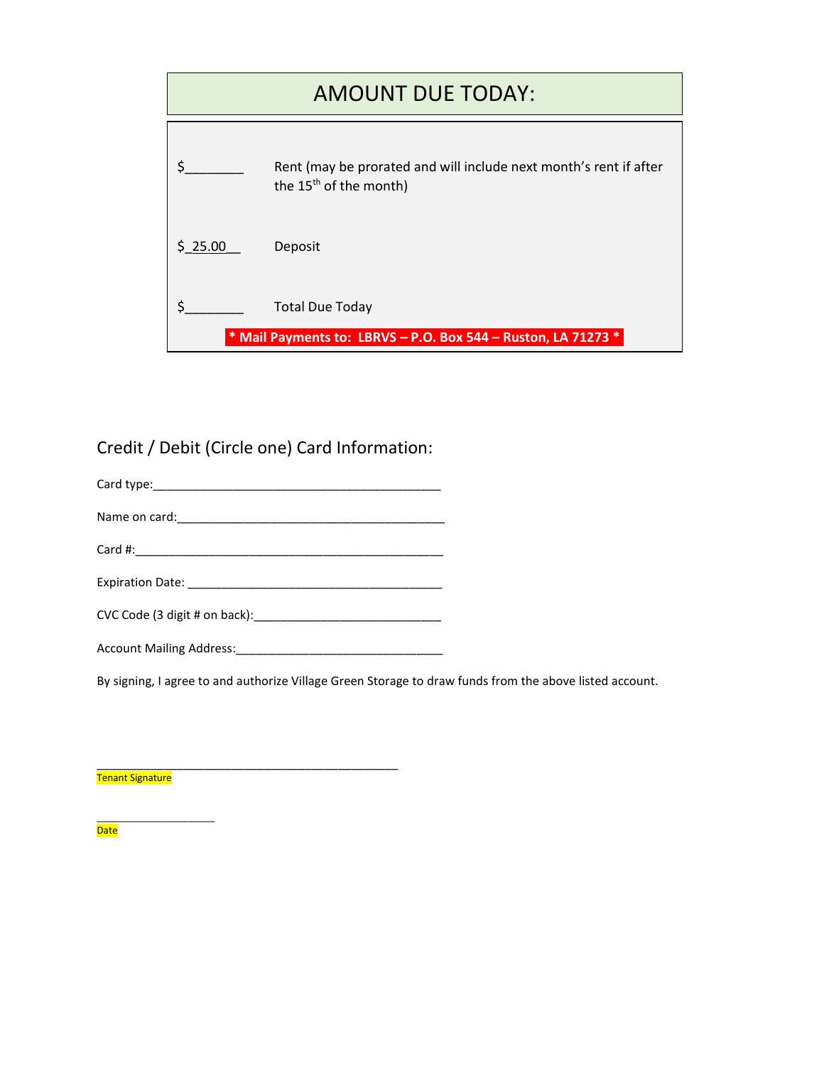## AMOUNT DUE TODAY:

$________ Rent (may be prorated and will include next month's rent if after the 15th of the month)

$_25.00__ Deposit

$________ Total Due Today

**\* Mail Payments to: LBRVS – P.O. Box 544 – Ruston, LA 71273 \***

## Credit / Debit (Circle one) Card Information:

Card type:_____________________________________________

Name on card:_________________________________________

Card #:_______________________________________________

Expiration Date: _______________________________________

CVC Code (3 digit # on back):____________________________

Account Mailing Address:________________________________

By signing, I agree to and authorize Village Green Storage to draw funds from the above listed account.

_______________________________________________
Tenant Signature

__________________
Date